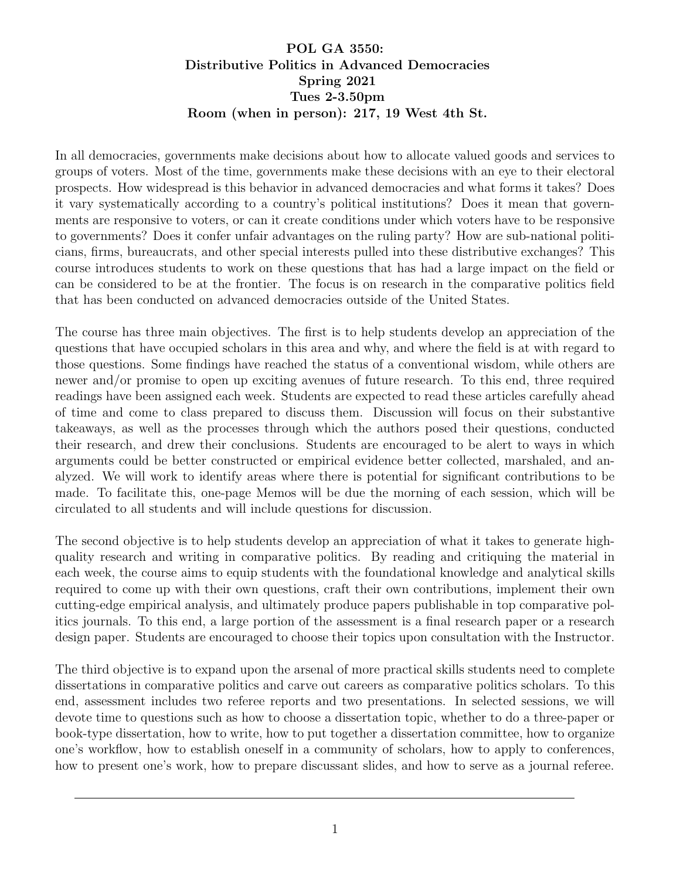**POL GA 3550:**
**Distributive Politics in Advanced Democracies**
**Spring 2021**
**Tues 2-3.50pm**
**Room (when in person): 217, 19 West 4th St.**

In all democracies, governments make decisions about how to allocate valued goods and services to groups of voters. Most of the time, governments make these decisions with an eye to their electoral prospects. How widespread is this behavior in advanced democracies and what forms it takes? Does it vary systematically according to a country's political institutions? Does it mean that governments are responsive to voters, or can it create conditions under which voters have to be responsive to governments? Does it confer unfair advantages on the ruling party? How are sub-national politicians, firms, bureaucrats, and other special interests pulled into these distributive exchanges? This course introduces students to work on these questions that has had a large impact on the field or can be considered to be at the frontier. The focus is on research in the comparative politics field that has been conducted on advanced democracies outside of the United States.

The course has three main objectives. The first is to help students develop an appreciation of the questions that have occupied scholars in this area and why, and where the field is at with regard to those questions. Some findings have reached the status of a conventional wisdom, while others are newer and/or promise to open up exciting avenues of future research. To this end, three required readings have been assigned each week. Students are expected to read these articles carefully ahead of time and come to class prepared to discuss them. Discussion will focus on their substantive takeaways, as well as the processes through which the authors posed their questions, conducted their research, and drew their conclusions. Students are encouraged to be alert to ways in which arguments could be better constructed or empirical evidence better collected, marshaled, and analyzed. We will work to identify areas where there is potential for significant contributions to be made. To facilitate this, one-page Memos will be due the morning of each session, which will be circulated to all students and will include questions for discussion.

The second objective is to help students develop an appreciation of what it takes to generate high-quality research and writing in comparative politics. By reading and critiquing the material in each week, the course aims to equip students with the foundational knowledge and analytical skills required to come up with their own questions, craft their own contributions, implement their own cutting-edge empirical analysis, and ultimately produce papers publishable in top comparative politics journals. To this end, a large portion of the assessment is a final research paper or a research design paper. Students are encouraged to choose their topics upon consultation with the Instructor.

The third objective is to expand upon the arsenal of more practical skills students need to complete dissertations in comparative politics and carve out careers as comparative politics scholars. To this end, assessment includes two referee reports and two presentations. In selected sessions, we will devote time to questions such as how to choose a dissertation topic, whether to do a three-paper or book-type dissertation, how to write, how to put together a dissertation committee, how to organize one's workflow, how to establish oneself in a community of scholars, how to apply to conferences, how to present one's work, how to prepare discussant slides, and how to serve as a journal referee.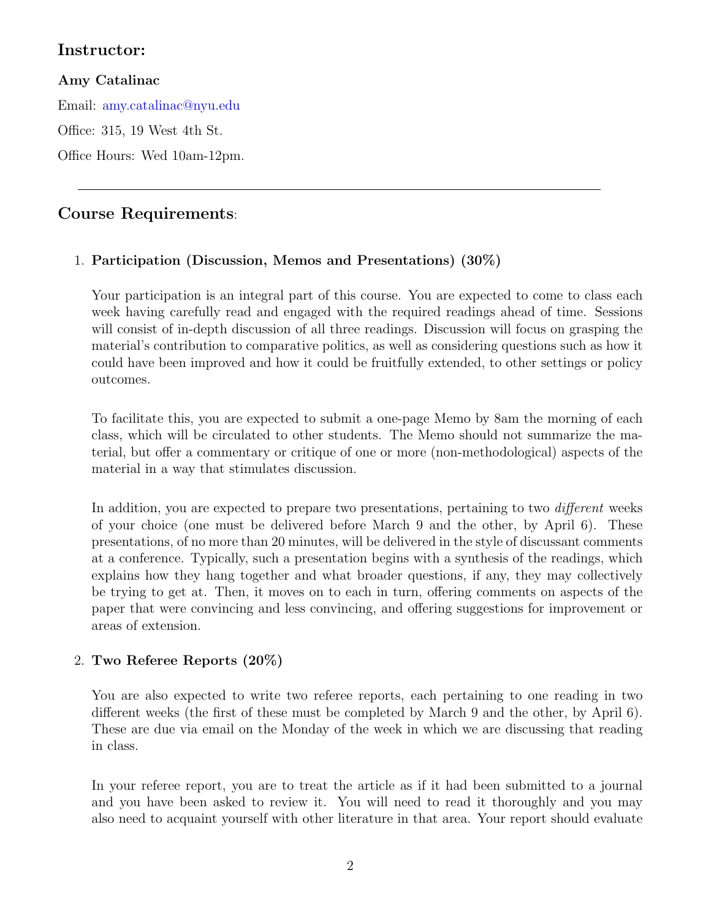## Instructor:

### Amy Catalinac

Email: amy.catalinac@nyu.edu

Office: 315, 19 West 4th St.

Office Hours: Wed 10am-12pm.

---

## Course Requirements:

1. **Participation (Discussion, Memos and Presentations) (30%)**

   Your participation is an integral part of this course. You are expected to come to class each week having carefully read and engaged with the required readings ahead of time. Sessions will consist of in-depth discussion of all three readings. Discussion will focus on grasping the material's contribution to comparative politics, as well as considering questions such as how it could have been improved and how it could be fruitfully extended, to other settings or policy outcomes.

   To facilitate this, you are expected to submit a one-page Memo by 8am the morning of each class, which will be circulated to other students. The Memo should not summarize the material, but offer a commentary or critique of one or more (non-methodological) aspects of the material in a way that stimulates discussion.

   In addition, you are expected to prepare two presentations, pertaining to two *different* weeks of your choice (one must be delivered before March 9 and the other, by April 6). These presentations, of no more than 20 minutes, will be delivered in the style of discussant comments at a conference. Typically, such a presentation begins with a synthesis of the readings, which explains how they hang together and what broader questions, if any, they may collectively be trying to get at. Then, it moves on to each in turn, offering comments on aspects of the paper that were convincing and less convincing, and offering suggestions for improvement or areas of extension.

2. **Two Referee Reports (20%)**

   You are also expected to write two referee reports, each pertaining to one reading in two different weeks (the first of these must be completed by March 9 and the other, by April 6). These are due via email on the Monday of the week in which we are discussing that reading in class.

   In your referee report, you are to treat the article as if it had been submitted to a journal and you have been asked to review it. You will need to read it thoroughly and you may also need to acquaint yourself with other literature in that area. Your report should evaluate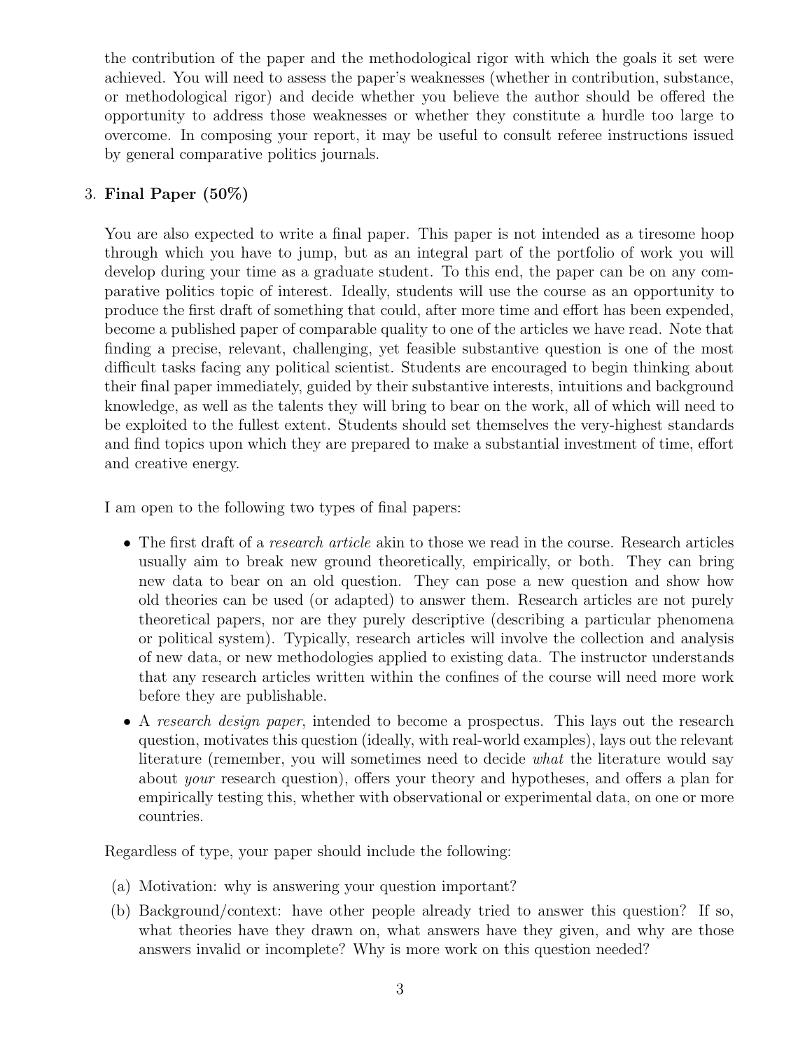the contribution of the paper and the methodological rigor with which the goals it set were achieved. You will need to assess the paper's weaknesses (whether in contribution, substance, or methodological rigor) and decide whether you believe the author should be offered the opportunity to address those weaknesses or whether they constitute a hurdle too large to overcome. In composing your report, it may be useful to consult referee instructions issued by general comparative politics journals.

3. **Final Paper (50%)**

   You are also expected to write a final paper. This paper is not intended as a tiresome hoop through which you have to jump, but as an integral part of the portfolio of work you will develop during your time as a graduate student. To this end, the paper can be on any comparative politics topic of interest. Ideally, students will use the course as an opportunity to produce the first draft of something that could, after more time and effort has been expended, become a published paper of comparable quality to one of the articles we have read. Note that finding a precise, relevant, challenging, yet feasible substantive question is one of the most difficult tasks facing any political scientist. Students are encouraged to begin thinking about their final paper immediately, guided by their substantive interests, intuitions and background knowledge, as well as the talents they will bring to bear on the work, all of which will need to be exploited to the fullest extent. Students should set themselves the very-highest standards and find topics upon which they are prepared to make a substantial investment of time, effort and creative energy.

   I am open to the following two types of final papers:

   - The first draft of a *research article* akin to those we read in the course. Research articles usually aim to break new ground theoretically, empirically, or both. They can bring new data to bear on an old question. They can pose a new question and show how old theories can be used (or adapted) to answer them. Research articles are not purely theoretical papers, nor are they purely descriptive (describing a particular phenomena or political system). Typically, research articles will involve the collection and analysis of new data, or new methodologies applied to existing data. The instructor understands that any research articles written within the confines of the course will need more work before they are publishable.
   - A *research design paper*, intended to become a prospectus. This lays out the research question, motivates this question (ideally, with real-world examples), lays out the relevant literature (remember, you will sometimes need to decide *what* the literature would say about *your* research question), offers your theory and hypotheses, and offers a plan for empirically testing this, whether with observational or experimental data, on one or more countries.

   Regardless of type, your paper should include the following:

   (a) Motivation: why is answering your question important?

   (b) Background/context: have other people already tried to answer this question? If so, what theories have they drawn on, what answers have they given, and why are those answers invalid or incomplete? Why is more work on this question needed?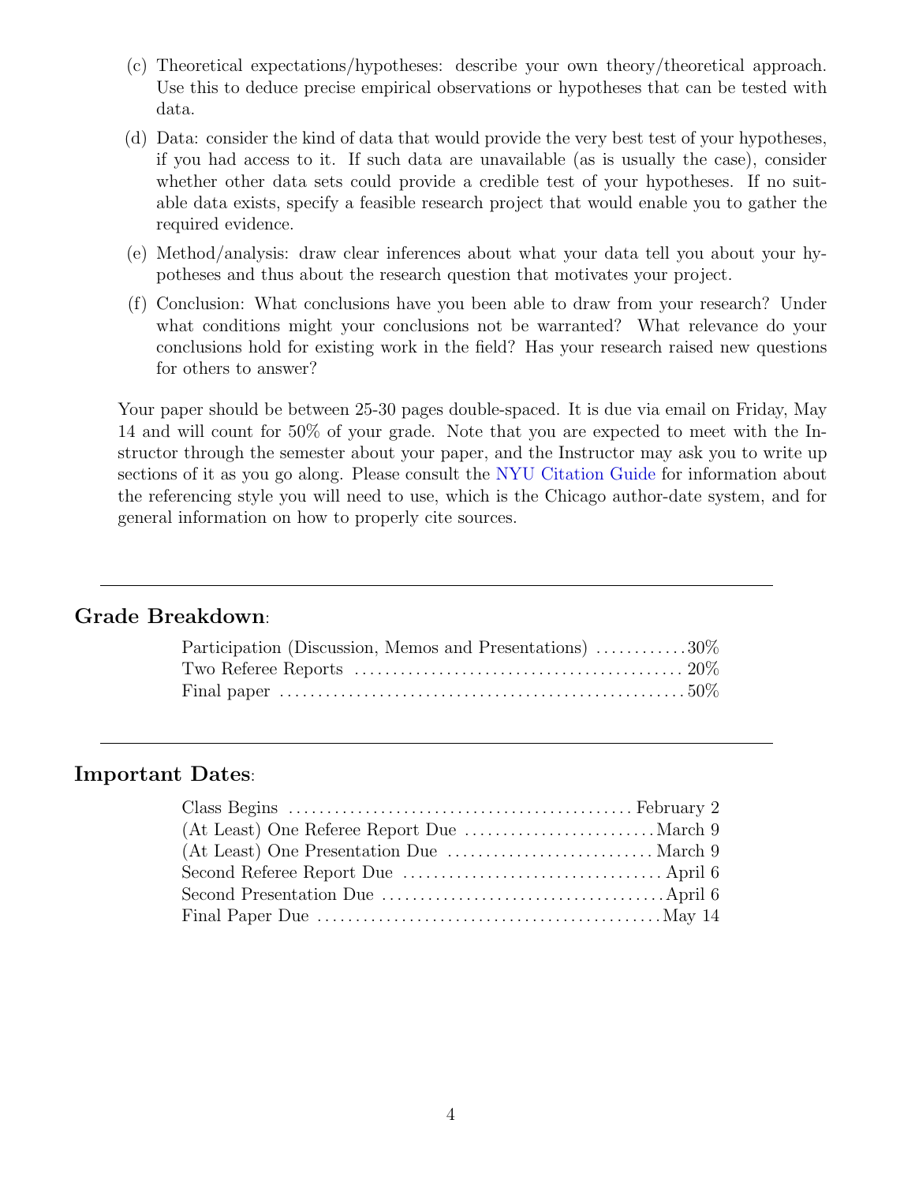(c) Theoretical expectations/hypotheses: describe your own theory/theoretical approach. Use this to deduce precise empirical observations or hypotheses that can be tested with data.

(d) Data: consider the kind of data that would provide the very best test of your hypotheses, if you had access to it. If such data are unavailable (as is usually the case), consider whether other data sets could provide a credible test of your hypotheses. If no suitable data exists, specify a feasible research project that would enable you to gather the required evidence.

(e) Method/analysis: draw clear inferences about what your data tell you about your hypotheses and thus about the research question that motivates your project.

(f) Conclusion: What conclusions have you been able to draw from your research? Under what conditions might your conclusions not be warranted? What relevance do your conclusions hold for existing work in the field? Has your research raised new questions for others to answer?

Your paper should be between 25-30 pages double-spaced. It is due via email on Friday, May 14 and will count for 50% of your grade. Note that you are expected to meet with the Instructor through the semester about your paper, and the Instructor may ask you to write up sections of it as you go along. Please consult the NYU Citation Guide for information about the referencing style you will need to use, which is the Chicago author-date system, and for general information on how to properly cite sources.

---

## Grade Breakdown:

| | |
|---|---|
| Participation (Discussion, Memos and Presentations) | 30% |
| Two Referee Reports | 20% |
| Final paper | 50% |

---

## Important Dates:

| | |
|---|---|
| Class Begins | February 2 |
| (At Least) One Referee Report Due | March 9 |
| (At Least) One Presentation Due | March 9 |
| Second Referee Report Due | April 6 |
| Second Presentation Due | April 6 |
| Final Paper Due | May 14 |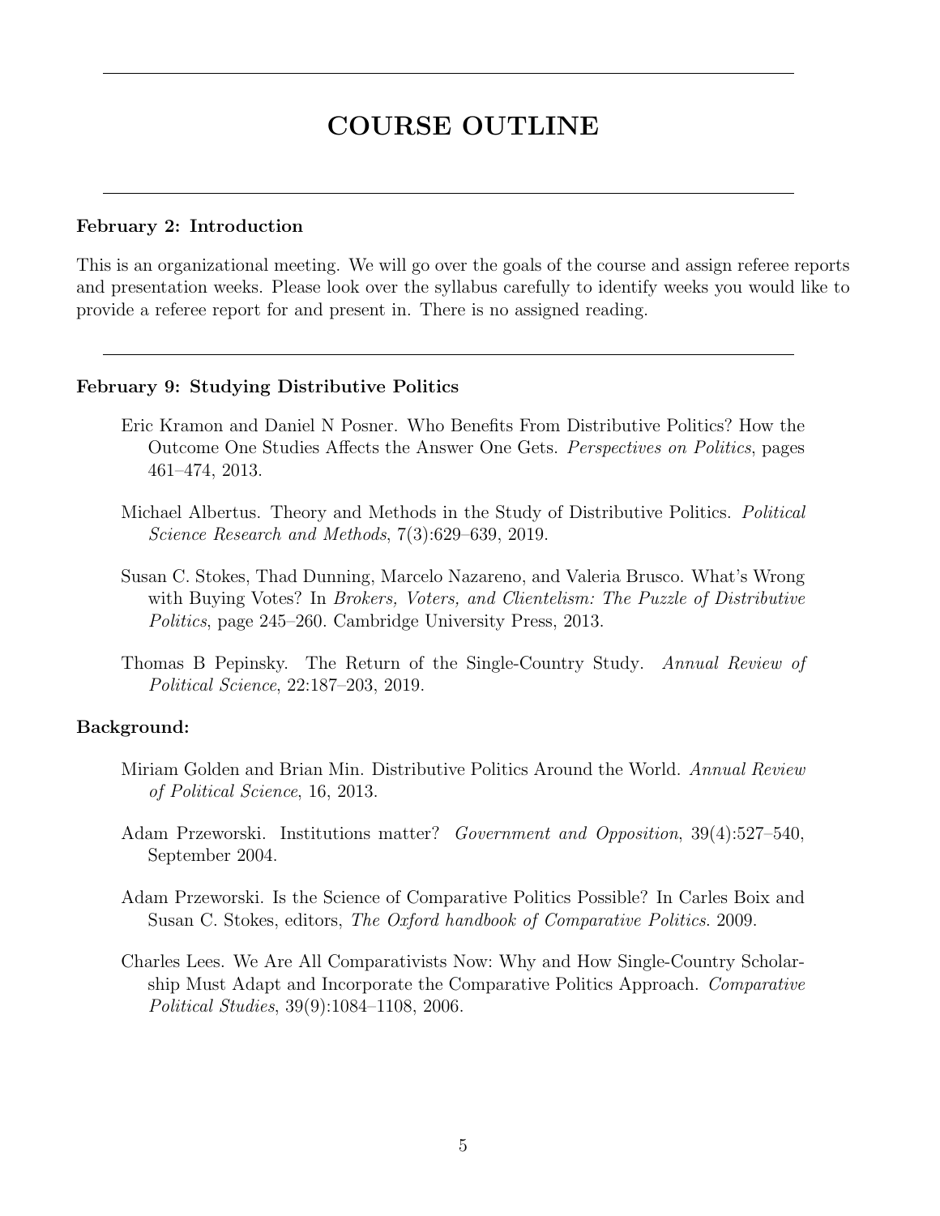# COURSE OUTLINE

---

### February 2: Introduction

This is an organizational meeting. We will go over the goals of the course and assign referee reports and presentation weeks. Please look over the syllabus carefully to identify weeks you would like to provide a referee report for and present in. There is no assigned reading.

---

### February 9: Studying Distributive Politics

Eric Kramon and Daniel N Posner. Who Benefits From Distributive Politics? How the Outcome One Studies Affects the Answer One Gets. *Perspectives on Politics*, pages 461–474, 2013.

Michael Albertus. Theory and Methods in the Study of Distributive Politics. *Political Science Research and Methods*, 7(3):629–639, 2019.

Susan C. Stokes, Thad Dunning, Marcelo Nazareno, and Valeria Brusco. What's Wrong with Buying Votes? In *Brokers, Voters, and Clientelism: The Puzzle of Distributive Politics*, page 245–260. Cambridge University Press, 2013.

Thomas B Pepinsky. The Return of the Single-Country Study. *Annual Review of Political Science*, 22:187–203, 2019.

**Background:**

Miriam Golden and Brian Min. Distributive Politics Around the World. *Annual Review of Political Science*, 16, 2013.

Adam Przeworski. Institutions matter? *Government and Opposition*, 39(4):527–540, September 2004.

Adam Przeworski. Is the Science of Comparative Politics Possible? In Carles Boix and Susan C. Stokes, editors, *The Oxford handbook of Comparative Politics*. 2009.

Charles Lees. We Are All Comparativists Now: Why and How Single-Country Scholarship Must Adapt and Incorporate the Comparative Politics Approach. *Comparative Political Studies*, 39(9):1084–1108, 2006.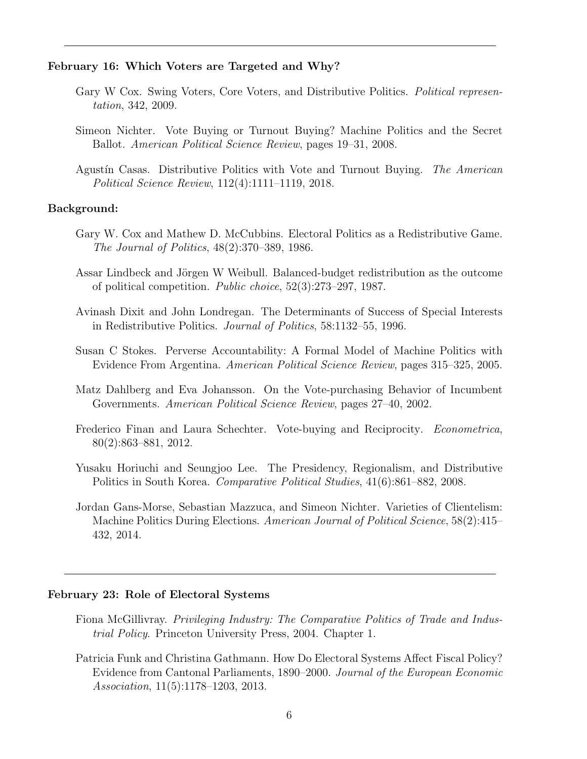---

**February 16: Which Voters are Targeted and Why?**

Gary W Cox. Swing Voters, Core Voters, and Distributive Politics. *Political representation*, 342, 2009.

Simeon Nichter. Vote Buying or Turnout Buying? Machine Politics and the Secret Ballot. *American Political Science Review*, pages 19–31, 2008.

Agustín Casas. Distributive Politics with Vote and Turnout Buying. *The American Political Science Review*, 112(4):1111–1119, 2018.

**Background:**

Gary W. Cox and Mathew D. McCubbins. Electoral Politics as a Redistributive Game. *The Journal of Politics*, 48(2):370–389, 1986.

Assar Lindbeck and Jörgen W Weibull. Balanced-budget redistribution as the outcome of political competition. *Public choice*, 52(3):273–297, 1987.

Avinash Dixit and John Londregan. The Determinants of Success of Special Interests in Redistributive Politics. *Journal of Politics*, 58:1132–55, 1996.

Susan C Stokes. Perverse Accountability: A Formal Model of Machine Politics with Evidence From Argentina. *American Political Science Review*, pages 315–325, 2005.

Matz Dahlberg and Eva Johansson. On the Vote-purchasing Behavior of Incumbent Governments. *American Political Science Review*, pages 27–40, 2002.

Frederico Finan and Laura Schechter. Vote-buying and Reciprocity. *Econometrica*, 80(2):863–881, 2012.

Yusaku Horiuchi and Seungjoo Lee. The Presidency, Regionalism, and Distributive Politics in South Korea. *Comparative Political Studies*, 41(6):861–882, 2008.

Jordan Gans-Morse, Sebastian Mazzuca, and Simeon Nichter. Varieties of Clientelism: Machine Politics During Elections. *American Journal of Political Science*, 58(2):415–432, 2014.

---

**February 23: Role of Electoral Systems**

Fiona McGillivray. *Privileging Industry: The Comparative Politics of Trade and Industrial Policy*. Princeton University Press, 2004. Chapter 1.

Patricia Funk and Christina Gathmann. How Do Electoral Systems Affect Fiscal Policy? Evidence from Cantonal Parliaments, 1890–2000. *Journal of the European Economic Association*, 11(5):1178–1203, 2013.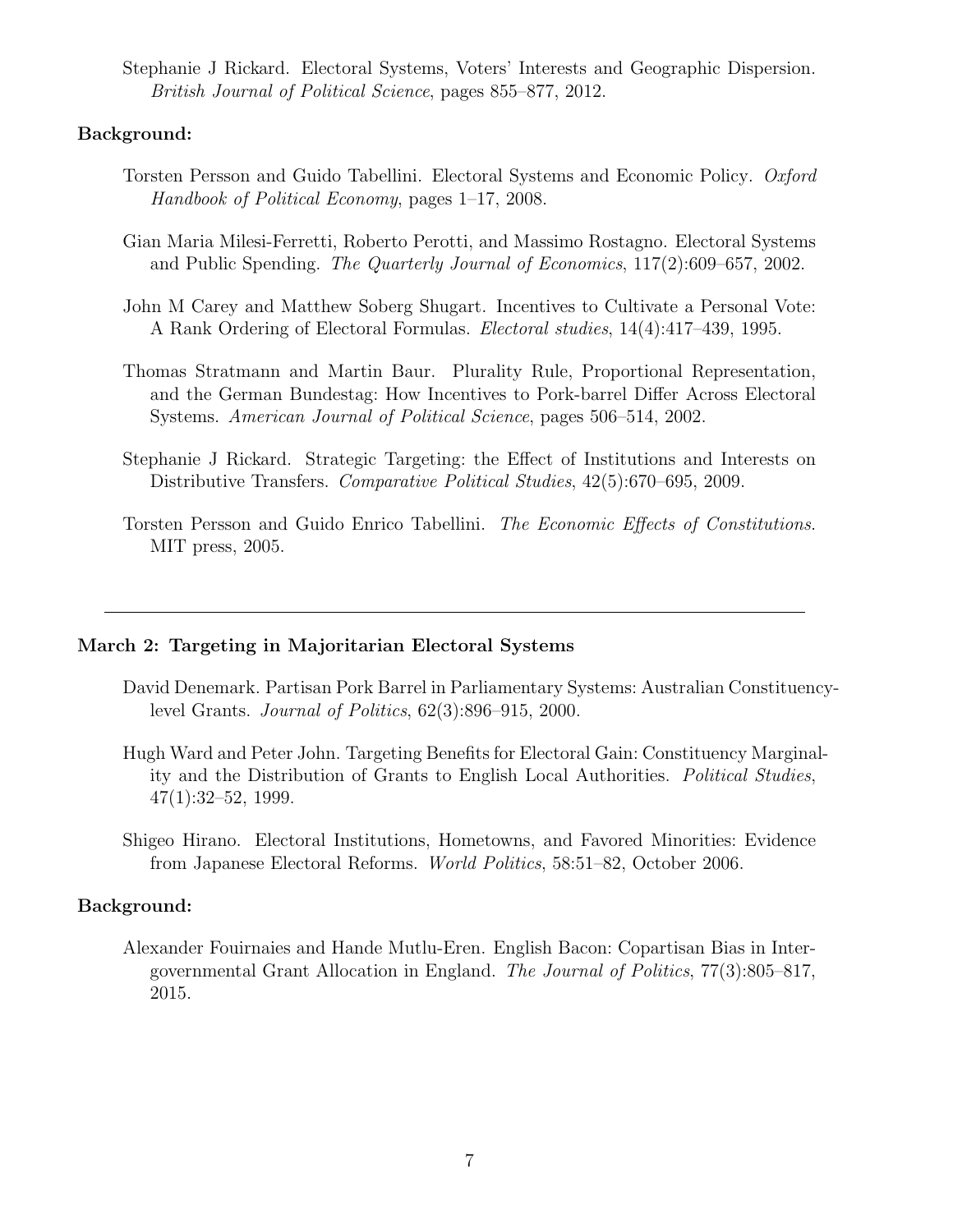Stephanie J Rickard. Electoral Systems, Voters' Interests and Geographic Dispersion. *British Journal of Political Science*, pages 855–877, 2012.

**Background:**

Torsten Persson and Guido Tabellini. Electoral Systems and Economic Policy. *Oxford Handbook of Political Economy*, pages 1–17, 2008.

Gian Maria Milesi-Ferretti, Roberto Perotti, and Massimo Rostagno. Electoral Systems and Public Spending. *The Quarterly Journal of Economics*, 117(2):609–657, 2002.

John M Carey and Matthew Soberg Shugart. Incentives to Cultivate a Personal Vote: A Rank Ordering of Electoral Formulas. *Electoral studies*, 14(4):417–439, 1995.

Thomas Stratmann and Martin Baur. Plurality Rule, Proportional Representation, and the German Bundestag: How Incentives to Pork-barrel Differ Across Electoral Systems. *American Journal of Political Science*, pages 506–514, 2002.

Stephanie J Rickard. Strategic Targeting: the Effect of Institutions and Interests on Distributive Transfers. *Comparative Political Studies*, 42(5):670–695, 2009.

Torsten Persson and Guido Enrico Tabellini. *The Economic Effects of Constitutions*. MIT press, 2005.

---

**March 2: Targeting in Majoritarian Electoral Systems**

David Denemark. Partisan Pork Barrel in Parliamentary Systems: Australian Constituency-level Grants. *Journal of Politics*, 62(3):896–915, 2000.

Hugh Ward and Peter John. Targeting Benefits for Electoral Gain: Constituency Marginality and the Distribution of Grants to English Local Authorities. *Political Studies*, 47(1):32–52, 1999.

Shigeo Hirano. Electoral Institutions, Hometowns, and Favored Minorities: Evidence from Japanese Electoral Reforms. *World Politics*, 58:51–82, October 2006.

**Background:**

Alexander Fouirnaies and Hande Mutlu-Eren. English Bacon: Copartisan Bias in Intergovernmental Grant Allocation in England. *The Journal of Politics*, 77(3):805–817, 2015.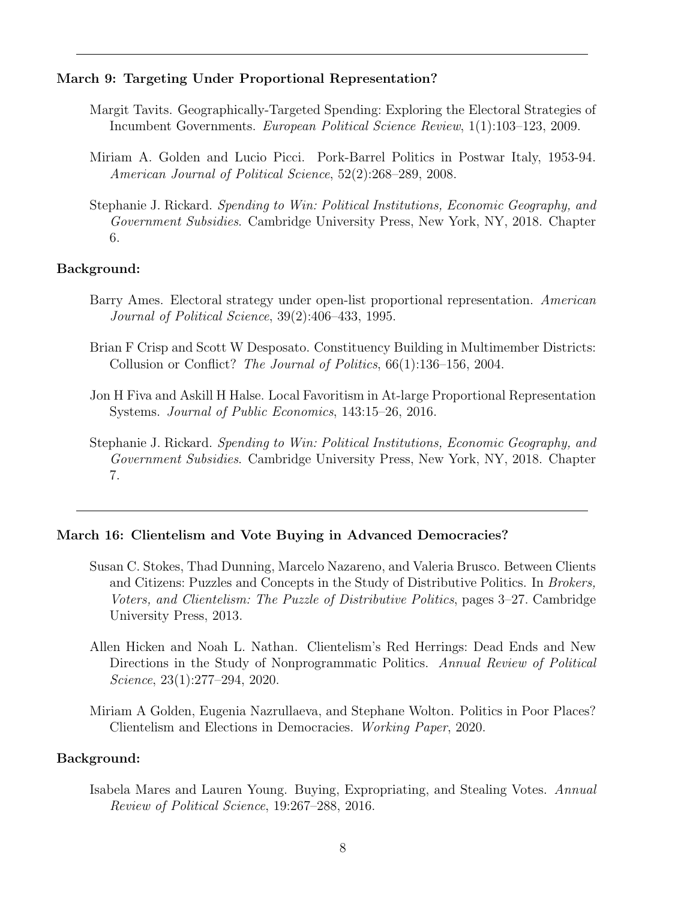---

**March 9: Targeting Under Proportional Representation?**

Margit Tavits. Geographically-Targeted Spending: Exploring the Electoral Strategies of Incumbent Governments. *European Political Science Review*, 1(1):103–123, 2009.

Miriam A. Golden and Lucio Picci. Pork-Barrel Politics in Postwar Italy, 1953-94. *American Journal of Political Science*, 52(2):268–289, 2008.

Stephanie J. Rickard. *Spending to Win: Political Institutions, Economic Geography, and Government Subsidies*. Cambridge University Press, New York, NY, 2018. Chapter 6.

**Background:**

Barry Ames. Electoral strategy under open-list proportional representation. *American Journal of Political Science*, 39(2):406–433, 1995.

Brian F Crisp and Scott W Desposato. Constituency Building in Multimember Districts: Collusion or Conflict? *The Journal of Politics*, 66(1):136–156, 2004.

Jon H Fiva and Askill H Halse. Local Favoritism in At-large Proportional Representation Systems. *Journal of Public Economics*, 143:15–26, 2016.

Stephanie J. Rickard. *Spending to Win: Political Institutions, Economic Geography, and Government Subsidies*. Cambridge University Press, New York, NY, 2018. Chapter 7.

---

**March 16: Clientelism and Vote Buying in Advanced Democracies?**

Susan C. Stokes, Thad Dunning, Marcelo Nazareno, and Valeria Brusco. Between Clients and Citizens: Puzzles and Concepts in the Study of Distributive Politics. In *Brokers, Voters, and Clientelism: The Puzzle of Distributive Politics*, pages 3–27. Cambridge University Press, 2013.

Allen Hicken and Noah L. Nathan. Clientelism's Red Herrings: Dead Ends and New Directions in the Study of Nonprogrammatic Politics. *Annual Review of Political Science*, 23(1):277–294, 2020.

Miriam A Golden, Eugenia Nazrullaeva, and Stephane Wolton. Politics in Poor Places? Clientelism and Elections in Democracies. *Working Paper*, 2020.

**Background:**

Isabela Mares and Lauren Young. Buying, Expropriating, and Stealing Votes. *Annual Review of Political Science*, 19:267–288, 2016.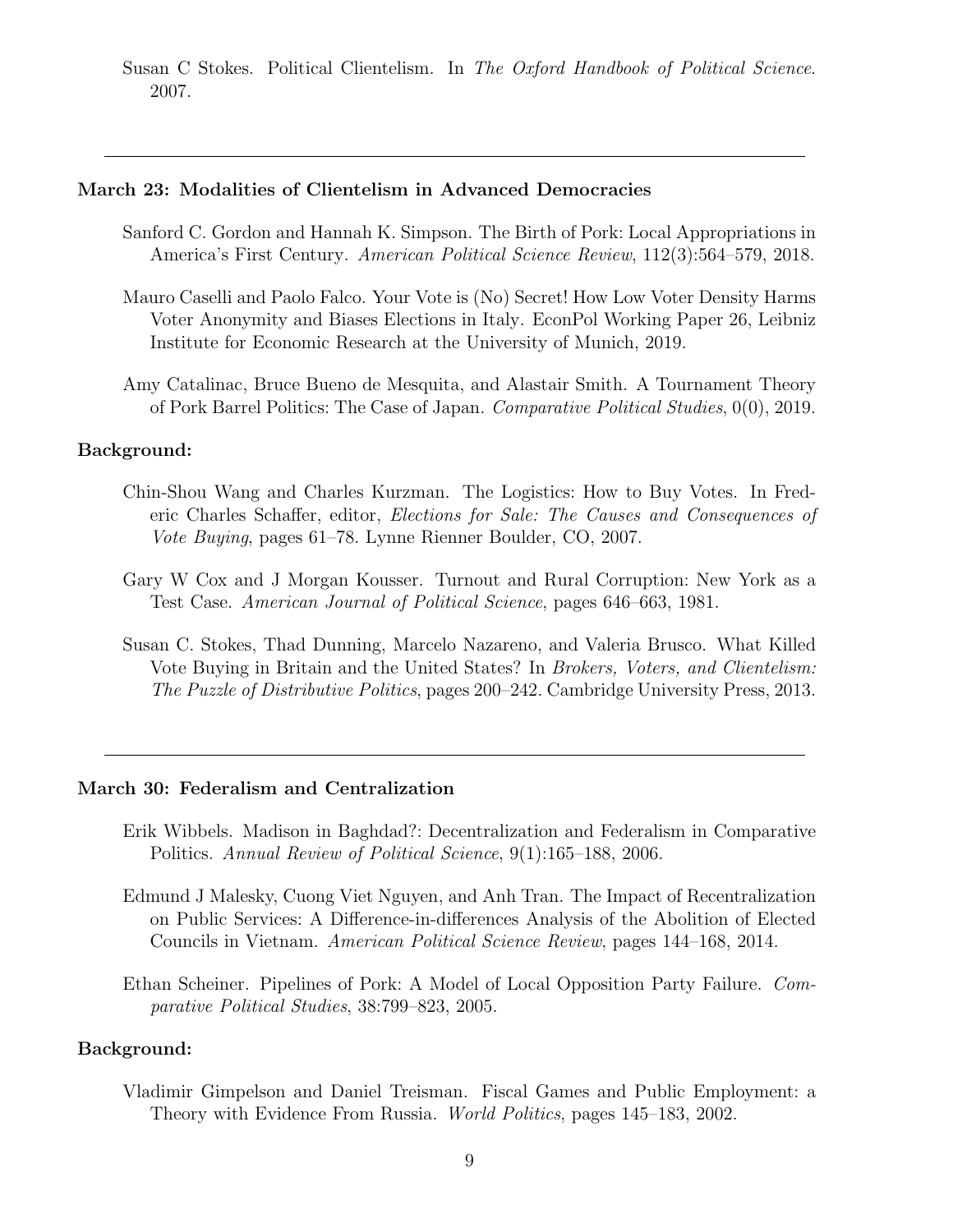Susan C Stokes. Political Clientelism. In *The Oxford Handbook of Political Science*. 2007.

---

**March 23: Modalities of Clientelism in Advanced Democracies**

Sanford C. Gordon and Hannah K. Simpson. The Birth of Pork: Local Appropriations in America's First Century. *American Political Science Review*, 112(3):564–579, 2018.

Mauro Caselli and Paolo Falco. Your Vote is (No) Secret! How Low Voter Density Harms Voter Anonymity and Biases Elections in Italy. EconPol Working Paper 26, Leibniz Institute for Economic Research at the University of Munich, 2019.

Amy Catalinac, Bruce Bueno de Mesquita, and Alastair Smith. A Tournament Theory of Pork Barrel Politics: The Case of Japan. *Comparative Political Studies*, 0(0), 2019.

**Background:**

Chin-Shou Wang and Charles Kurzman. The Logistics: How to Buy Votes. In Frederic Charles Schaffer, editor, *Elections for Sale: The Causes and Consequences of Vote Buying*, pages 61–78. Lynne Rienner Boulder, CO, 2007.

Gary W Cox and J Morgan Kousser. Turnout and Rural Corruption: New York as a Test Case. *American Journal of Political Science*, pages 646–663, 1981.

Susan C. Stokes, Thad Dunning, Marcelo Nazareno, and Valeria Brusco. What Killed Vote Buying in Britain and the United States? In *Brokers, Voters, and Clientelism: The Puzzle of Distributive Politics*, pages 200–242. Cambridge University Press, 2013.

---

**March 30: Federalism and Centralization**

Erik Wibbels. Madison in Baghdad?: Decentralization and Federalism in Comparative Politics. *Annual Review of Political Science*, 9(1):165–188, 2006.

Edmund J Malesky, Cuong Viet Nguyen, and Anh Tran. The Impact of Recentralization on Public Services: A Difference-in-differences Analysis of the Abolition of Elected Councils in Vietnam. *American Political Science Review*, pages 144–168, 2014.

Ethan Scheiner. Pipelines of Pork: A Model of Local Opposition Party Failure. *Comparative Political Studies*, 38:799–823, 2005.

**Background:**

Vladimir Gimpelson and Daniel Treisman. Fiscal Games and Public Employment: a Theory with Evidence From Russia. *World Politics*, pages 145–183, 2002.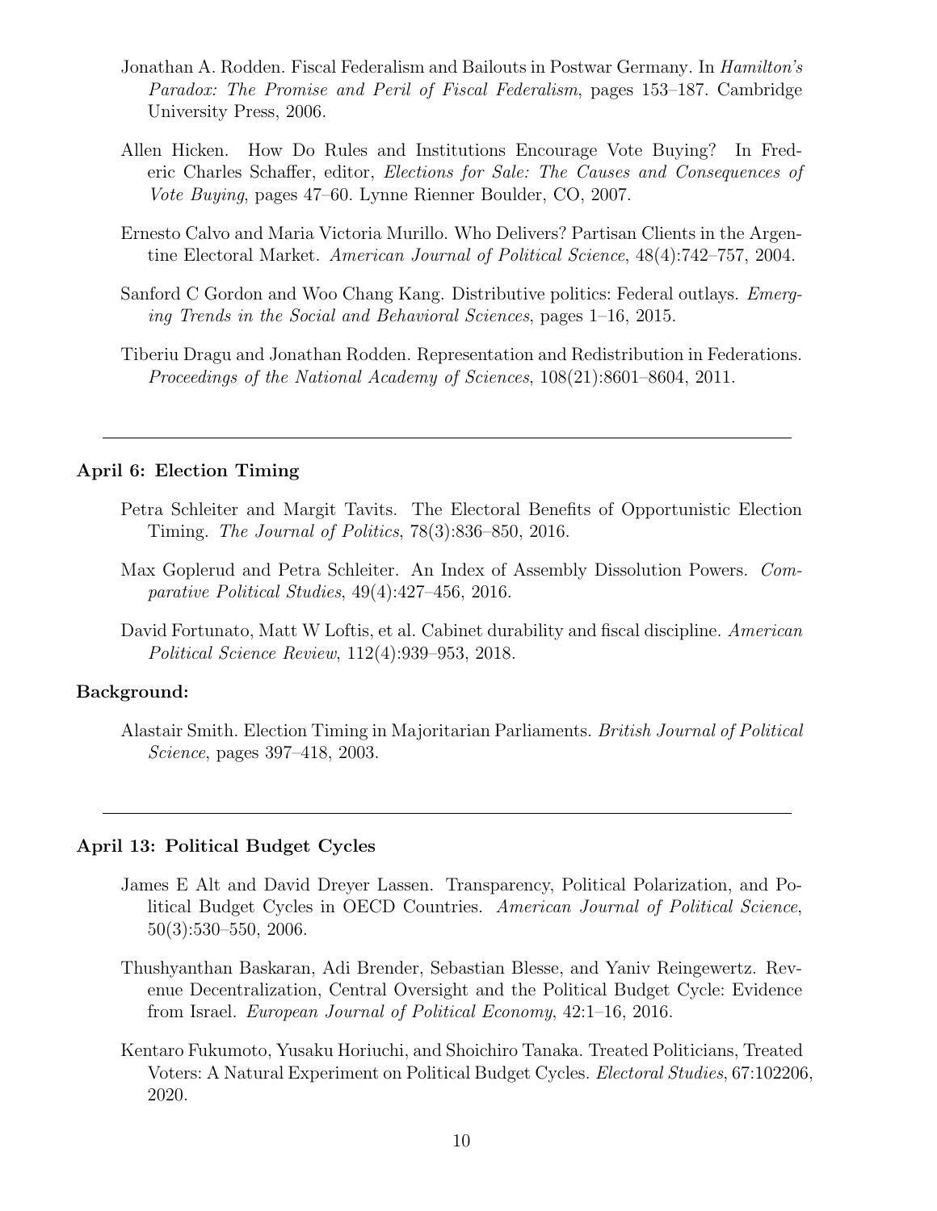Jonathan A. Rodden. Fiscal Federalism and Bailouts in Postwar Germany. In *Hamilton's Paradox: The Promise and Peril of Fiscal Federalism*, pages 153–187. Cambridge University Press, 2006.

Allen Hicken. How Do Rules and Institutions Encourage Vote Buying? In Frederic Charles Schaffer, editor, *Elections for Sale: The Causes and Consequences of Vote Buying*, pages 47–60. Lynne Rienner Boulder, CO, 2007.

Ernesto Calvo and Maria Victoria Murillo. Who Delivers? Partisan Clients in the Argentine Electoral Market. *American Journal of Political Science*, 48(4):742–757, 2004.

Sanford C Gordon and Woo Chang Kang. Distributive politics: Federal outlays. *Emerging Trends in the Social and Behavioral Sciences*, pages 1–16, 2015.

Tiberiu Dragu and Jonathan Rodden. Representation and Redistribution in Federations. *Proceedings of the National Academy of Sciences*, 108(21):8601–8604, 2011.

---

**April 6: Election Timing**

Petra Schleiter and Margit Tavits. The Electoral Benefits of Opportunistic Election Timing. *The Journal of Politics*, 78(3):836–850, 2016.

Max Goplerud and Petra Schleiter. An Index of Assembly Dissolution Powers. *Comparative Political Studies*, 49(4):427–456, 2016.

David Fortunato, Matt W Loftis, et al. Cabinet durability and fiscal discipline. *American Political Science Review*, 112(4):939–953, 2018.

**Background:**

Alastair Smith. Election Timing in Majoritarian Parliaments. *British Journal of Political Science*, pages 397–418, 2003.

---

**April 13: Political Budget Cycles**

James E Alt and David Dreyer Lassen. Transparency, Political Polarization, and Political Budget Cycles in OECD Countries. *American Journal of Political Science*, 50(3):530–550, 2006.

Thushyanthan Baskaran, Adi Brender, Sebastian Blesse, and Yaniv Reingewertz. Revenue Decentralization, Central Oversight and the Political Budget Cycle: Evidence from Israel. *European Journal of Political Economy*, 42:1–16, 2016.

Kentaro Fukumoto, Yusaku Horiuchi, and Shoichiro Tanaka. Treated Politicians, Treated Voters: A Natural Experiment on Political Budget Cycles. *Electoral Studies*, 67:102206, 2020.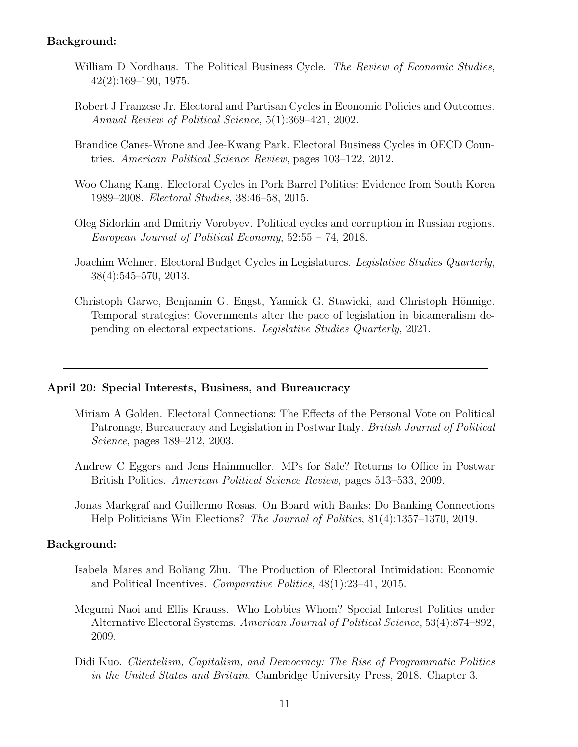**Background:**

William D Nordhaus. The Political Business Cycle. *The Review of Economic Studies*, 42(2):169–190, 1975.

Robert J Franzese Jr. Electoral and Partisan Cycles in Economic Policies and Outcomes. *Annual Review of Political Science*, 5(1):369–421, 2002.

Brandice Canes-Wrone and Jee-Kwang Park. Electoral Business Cycles in OECD Countries. *American Political Science Review*, pages 103–122, 2012.

Woo Chang Kang. Electoral Cycles in Pork Barrel Politics: Evidence from South Korea 1989–2008. *Electoral Studies*, 38:46–58, 2015.

Oleg Sidorkin and Dmitriy Vorobyev. Political cycles and corruption in Russian regions. *European Journal of Political Economy*, 52:55 – 74, 2018.

Joachim Wehner. Electoral Budget Cycles in Legislatures. *Legislative Studies Quarterly*, 38(4):545–570, 2013.

Christoph Garwe, Benjamin G. Engst, Yannick G. Stawicki, and Christoph Hönnige. Temporal strategies: Governments alter the pace of legislation in bicameralism depending on electoral expectations. *Legislative Studies Quarterly*, 2021.

---

**April 20: Special Interests, Business, and Bureaucracy**

Miriam A Golden. Electoral Connections: The Effects of the Personal Vote on Political Patronage, Bureaucracy and Legislation in Postwar Italy. *British Journal of Political Science*, pages 189–212, 2003.

Andrew C Eggers and Jens Hainmueller. MPs for Sale? Returns to Office in Postwar British Politics. *American Political Science Review*, pages 513–533, 2009.

Jonas Markgraf and Guillermo Rosas. On Board with Banks: Do Banking Connections Help Politicians Win Elections? *The Journal of Politics*, 81(4):1357–1370, 2019.

**Background:**

Isabela Mares and Boliang Zhu. The Production of Electoral Intimidation: Economic and Political Incentives. *Comparative Politics*, 48(1):23–41, 2015.

Megumi Naoi and Ellis Krauss. Who Lobbies Whom? Special Interest Politics under Alternative Electoral Systems. *American Journal of Political Science*, 53(4):874–892, 2009.

Didi Kuo. *Clientelism, Capitalism, and Democracy: The Rise of Programmatic Politics in the United States and Britain*. Cambridge University Press, 2018. Chapter 3.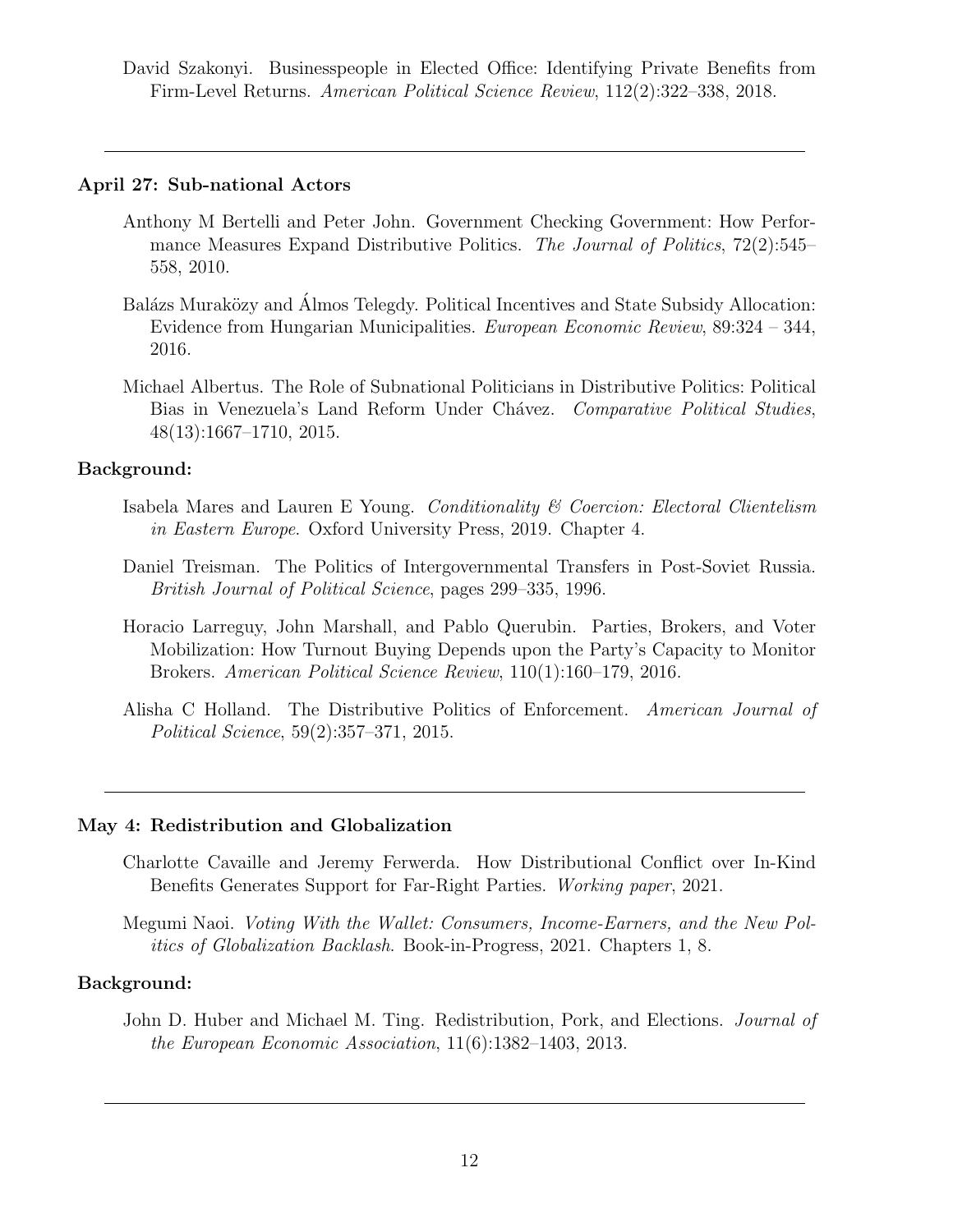David Szakonyi. Businesspeople in Elected Office: Identifying Private Benefits from Firm-Level Returns. *American Political Science Review*, 112(2):322–338, 2018.

---

**April 27: Sub-national Actors**

Anthony M Bertelli and Peter John. Government Checking Government: How Performance Measures Expand Distributive Politics. *The Journal of Politics*, 72(2):545–558, 2010.

Balázs Muraközy and Álmos Telegdy. Political Incentives and State Subsidy Allocation: Evidence from Hungarian Municipalities. *European Economic Review*, 89:324 – 344, 2016.

Michael Albertus. The Role of Subnational Politicians in Distributive Politics: Political Bias in Venezuela's Land Reform Under Chávez. *Comparative Political Studies*, 48(13):1667–1710, 2015.

**Background:**

Isabela Mares and Lauren E Young. *Conditionality & Coercion: Electoral Clientelism in Eastern Europe*. Oxford University Press, 2019. Chapter 4.

Daniel Treisman. The Politics of Intergovernmental Transfers in Post-Soviet Russia. *British Journal of Political Science*, pages 299–335, 1996.

Horacio Larreguy, John Marshall, and Pablo Querubin. Parties, Brokers, and Voter Mobilization: How Turnout Buying Depends upon the Party's Capacity to Monitor Brokers. *American Political Science Review*, 110(1):160–179, 2016.

Alisha C Holland. The Distributive Politics of Enforcement. *American Journal of Political Science*, 59(2):357–371, 2015.

---

**May 4: Redistribution and Globalization**

Charlotte Cavaille and Jeremy Ferwerda. How Distributional Conflict over In-Kind Benefits Generates Support for Far-Right Parties. *Working paper*, 2021.

Megumi Naoi. *Voting With the Wallet: Consumers, Income-Earners, and the New Politics of Globalization Backlash*. Book-in-Progress, 2021. Chapters 1, 8.

**Background:**

John D. Huber and Michael M. Ting. Redistribution, Pork, and Elections. *Journal of the European Economic Association*, 11(6):1382–1403, 2013.

---